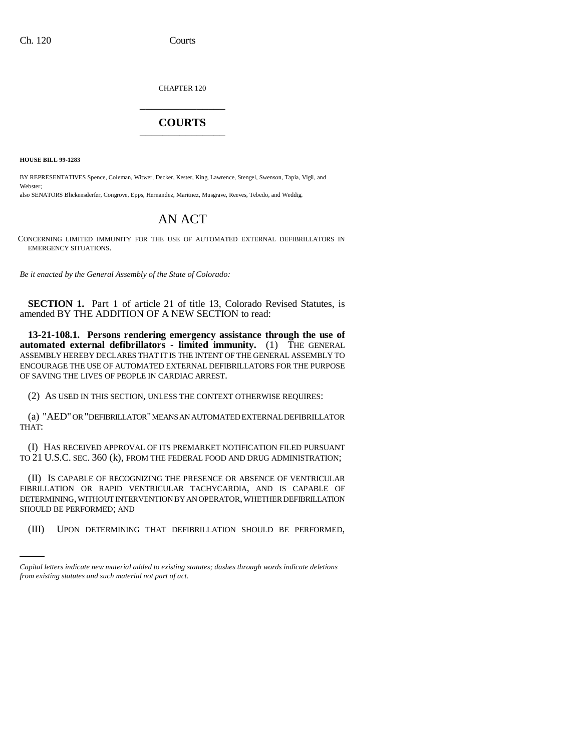CHAPTER 120

# COURTS

**HOUSE BILL 99-1283**

BY REPRESENTATIVES Spence, Coleman, Witwer, Decker, Kester, King, Lawrence, Stengel, Swenson, Tapia, Vigil, and Webster;
also SENATORS Blickensderfer, Congrove, Epps, Hernandez, Maritnez, Musgrave, Reeves, Tebedo, and Weddig.

# AN ACT

CONCERNING LIMITED IMMUNITY FOR THE USE OF AUTOMATED EXTERNAL DEFIBRILLATORS IN EMERGENCY SITUATIONS.

*Be it enacted by the General Assembly of the State of Colorado:*

**SECTION 1.** Part 1 of article 21 of title 13, Colorado Revised Statutes, is amended BY THE ADDITION OF A NEW SECTION to read:

**13-21-108.1. Persons rendering emergency assistance through the use of automated external defibrillators - limited immunity.** (1) THE GENERAL ASSEMBLY HEREBY DECLARES THAT IT IS THE INTENT OF THE GENERAL ASSEMBLY TO ENCOURAGE THE USE OF AUTOMATED EXTERNAL DEFIBRILLATORS FOR THE PURPOSE OF SAVING THE LIVES OF PEOPLE IN CARDIAC ARREST.

(2) AS USED IN THIS SECTION, UNLESS THE CONTEXT OTHERWISE REQUIRES:

(a) "AED" OR "DEFIBRILLATOR" MEANS AN AUTOMATED EXTERNAL DEFIBRILLATOR THAT:

(I) HAS RECEIVED APPROVAL OF ITS PREMARKET NOTIFICATION FILED PURSUANT TO 21 U.S.C. SEC. 360 (k), FROM THE FEDERAL FOOD AND DRUG ADMINISTRATION;

(II) IS CAPABLE OF RECOGNIZING THE PRESENCE OR ABSENCE OF VENTRICULAR FIBRILLATION OR RAPID VENTRICULAR TACHYCARDIA, AND IS CAPABLE OF DETERMINING, WITHOUT INTERVENTION BY AN OPERATOR, WHETHER DEFIBRILLATION SHOULD BE PERFORMED; AND

(III) UPON DETERMINING THAT DEFIBRILLATION SHOULD BE PERFORMED,

*Capital letters indicate new material added to existing statutes; dashes through words indicate deletions from existing statutes and such material not part of act.*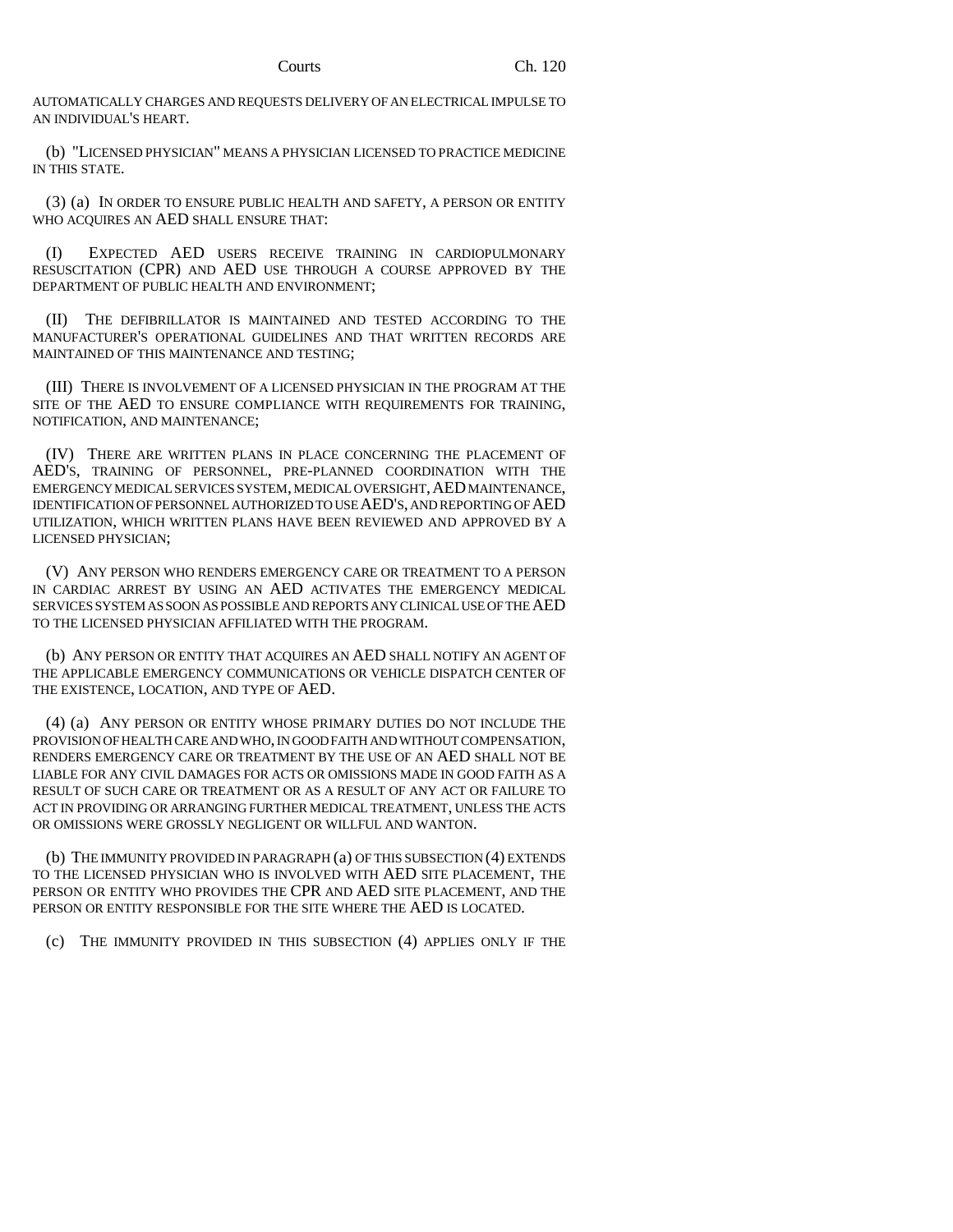AUTOMATICALLY CHARGES AND REQUESTS DELIVERY OF AN ELECTRICAL IMPULSE TO AN INDIVIDUAL'S HEART.

(b) "LICENSED PHYSICIAN" MEANS A PHYSICIAN LICENSED TO PRACTICE MEDICINE IN THIS STATE.

(3) (a) IN ORDER TO ENSURE PUBLIC HEALTH AND SAFETY, A PERSON OR ENTITY WHO ACQUIRES AN AED SHALL ENSURE THAT:

(I) EXPECTED AED USERS RECEIVE TRAINING IN CARDIOPULMONARY RESUSCITATION (CPR) AND AED USE THROUGH A COURSE APPROVED BY THE DEPARTMENT OF PUBLIC HEALTH AND ENVIRONMENT;

(II) THE DEFIBRILLATOR IS MAINTAINED AND TESTED ACCORDING TO THE MANUFACTURER'S OPERATIONAL GUIDELINES AND THAT WRITTEN RECORDS ARE MAINTAINED OF THIS MAINTENANCE AND TESTING;

(III) THERE IS INVOLVEMENT OF A LICENSED PHYSICIAN IN THE PROGRAM AT THE SITE OF THE AED TO ENSURE COMPLIANCE WITH REQUIREMENTS FOR TRAINING, NOTIFICATION, AND MAINTENANCE;

(IV) THERE ARE WRITTEN PLANS IN PLACE CONCERNING THE PLACEMENT OF AED'S, TRAINING OF PERSONNEL, PRE-PLANNED COORDINATION WITH THE EMERGENCY MEDICAL SERVICES SYSTEM, MEDICAL OVERSIGHT, AED MAINTENANCE, IDENTIFICATION OF PERSONNEL AUTHORIZED TO USE AED'S, AND REPORTING OF AED UTILIZATION, WHICH WRITTEN PLANS HAVE BEEN REVIEWED AND APPROVED BY A LICENSED PHYSICIAN;

(V) ANY PERSON WHO RENDERS EMERGENCY CARE OR TREATMENT TO A PERSON IN CARDIAC ARREST BY USING AN AED ACTIVATES THE EMERGENCY MEDICAL SERVICES SYSTEM AS SOON AS POSSIBLE AND REPORTS ANY CLINICAL USE OF THE AED TO THE LICENSED PHYSICIAN AFFILIATED WITH THE PROGRAM.

(b) ANY PERSON OR ENTITY THAT ACQUIRES AN AED SHALL NOTIFY AN AGENT OF THE APPLICABLE EMERGENCY COMMUNICATIONS OR VEHICLE DISPATCH CENTER OF THE EXISTENCE, LOCATION, AND TYPE OF AED.

(4) (a) ANY PERSON OR ENTITY WHOSE PRIMARY DUTIES DO NOT INCLUDE THE PROVISION OF HEALTH CARE AND WHO, IN GOOD FAITH AND WITHOUT COMPENSATION, RENDERS EMERGENCY CARE OR TREATMENT BY THE USE OF AN AED SHALL NOT BE LIABLE FOR ANY CIVIL DAMAGES FOR ACTS OR OMISSIONS MADE IN GOOD FAITH AS A RESULT OF SUCH CARE OR TREATMENT OR AS A RESULT OF ANY ACT OR FAILURE TO ACT IN PROVIDING OR ARRANGING FURTHER MEDICAL TREATMENT, UNLESS THE ACTS OR OMISSIONS WERE GROSSLY NEGLIGENT OR WILLFUL AND WANTON.

(b) THE IMMUNITY PROVIDED IN PARAGRAPH (a) OF THIS SUBSECTION (4) EXTENDS TO THE LICENSED PHYSICIAN WHO IS INVOLVED WITH AED SITE PLACEMENT, THE PERSON OR ENTITY WHO PROVIDES THE CPR AND AED SITE PLACEMENT, AND THE PERSON OR ENTITY RESPONSIBLE FOR THE SITE WHERE THE AED IS LOCATED.

(c) THE IMMUNITY PROVIDED IN THIS SUBSECTION (4) APPLIES ONLY IF THE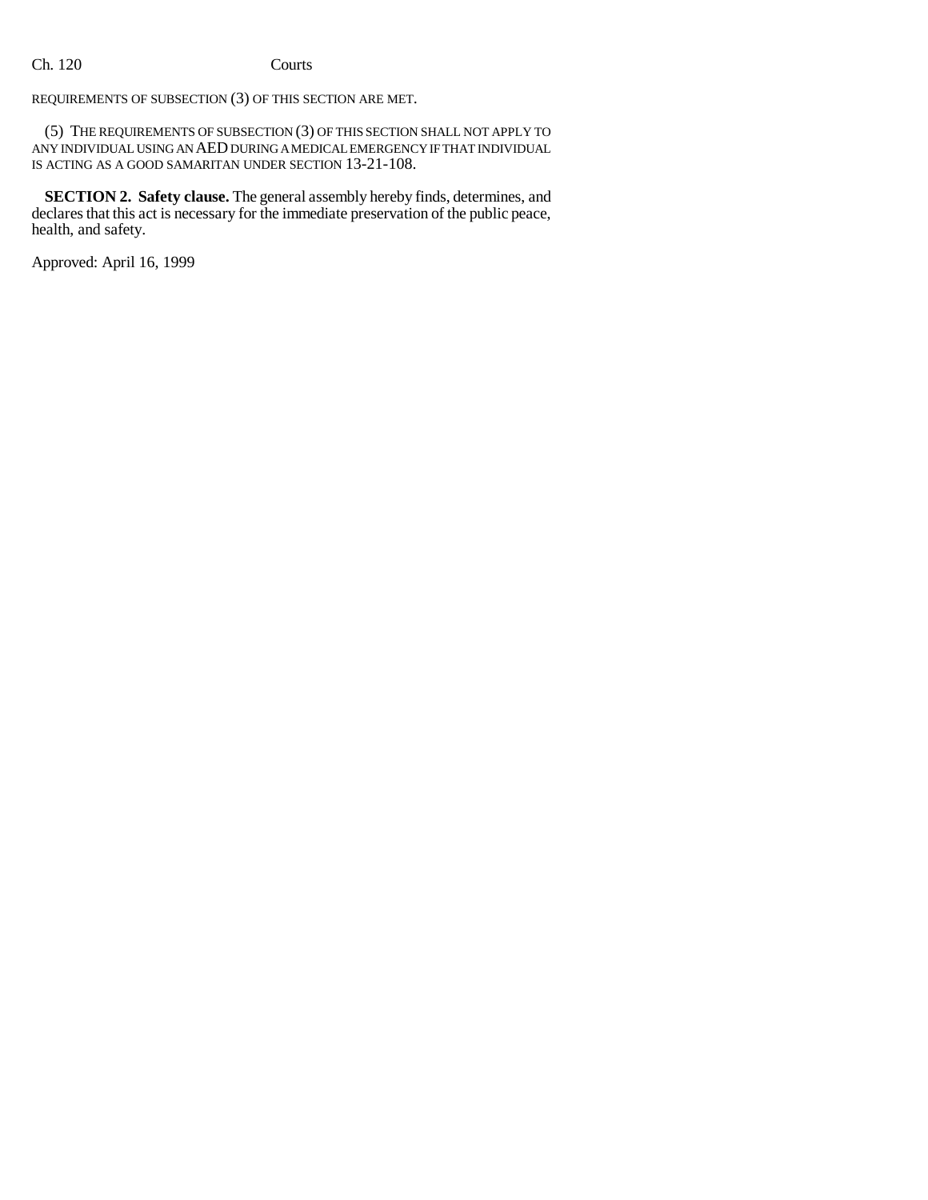REQUIREMENTS OF SUBSECTION (3) OF THIS SECTION ARE MET.

(5) THE REQUIREMENTS OF SUBSECTION (3) OF THIS SECTION SHALL NOT APPLY TO ANY INDIVIDUAL USING AN AED DURING A MEDICAL EMERGENCY IF THAT INDIVIDUAL IS ACTING AS A GOOD SAMARITAN UNDER SECTION 13-21-108.

**SECTION 2. Safety clause.** The general assembly hereby finds, determines, and declares that this act is necessary for the immediate preservation of the public peace, health, and safety.

Approved: April 16, 1999